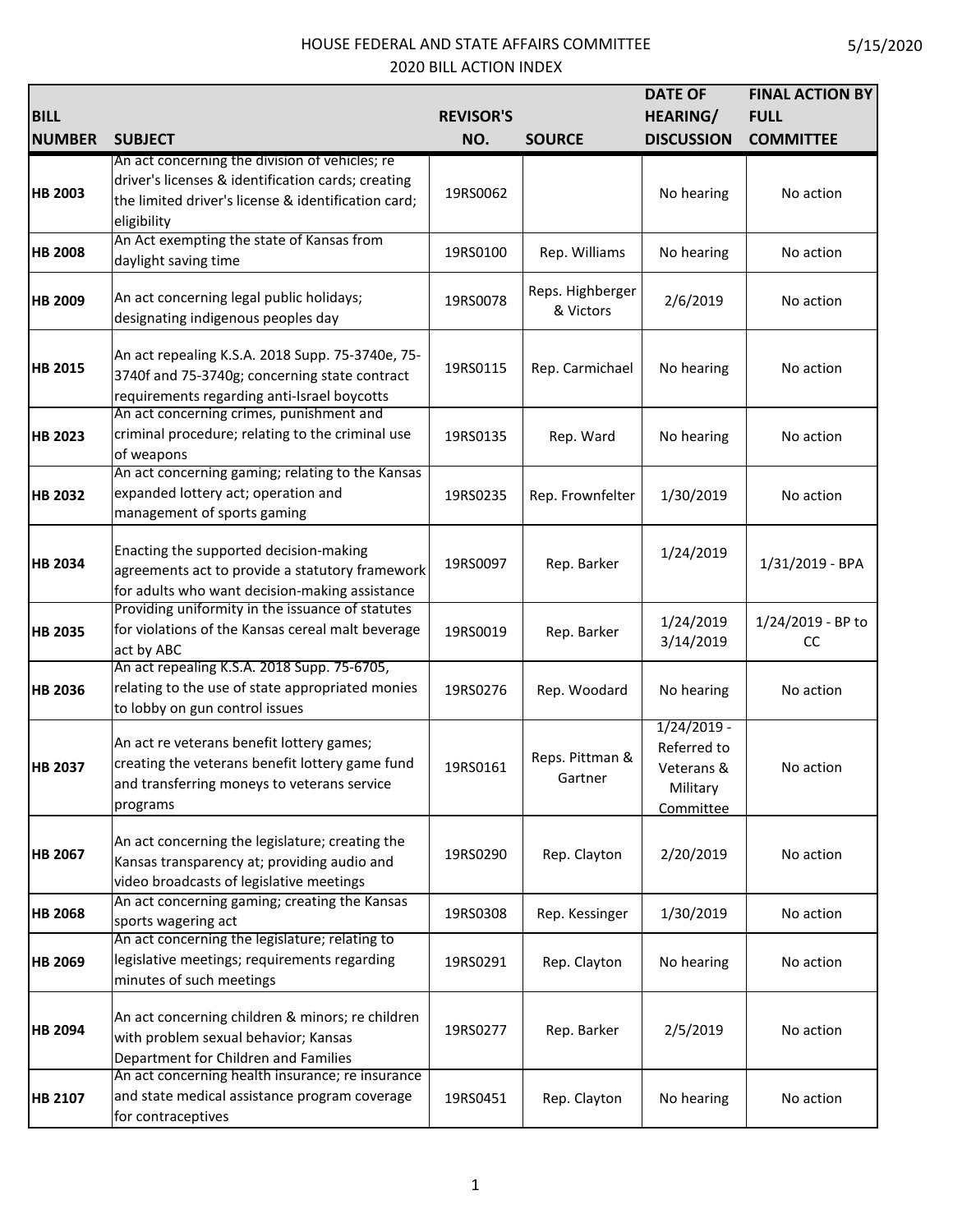# HOUSE FEDERAL AND STATE AFFAIRS COMMITTEE
## 2020 BILL ACTION INDEX

5/15/2020

| BILL NUMBER | SUBJECT | REVISOR'S NO. | SOURCE | DATE OF HEARING/ DISCUSSION | FINAL ACTION BY FULL COMMITTEE |
|---|---|---|---|---|---|
| **HB 2003** | An act concerning the division of vehicles; re driver's licenses & identification cards; creating the limited driver's license & identification card; eligibility | 19RS0062 | | No hearing | No action |
| **HB 2008** | An Act exempting the state of Kansas from daylight saving time | 19RS0100 | Rep. Williams | No hearing | No action |
| **HB 2009** | An act concerning legal public holidays; designating indigenous peoples day | 19RS0078 | Reps. Highberger & Victors | 2/6/2019 | No action |
| **HB 2015** | An act repealing K.S.A. 2018 Supp. 75-3740e, 75-3740f and 75-3740g; concerning state contract requirements regarding anti-Israel boycotts | 19RS0115 | Rep. Carmichael | No hearing | No action |
| **HB 2023** | An act concerning crimes, punishment and criminal procedure; relating to the criminal use of weapons | 19RS0135 | Rep. Ward | No hearing | No action |
| **HB 2032** | An act concerning gaming; relating to the Kansas expanded lottery act; operation and management of sports gaming | 19RS0235 | Rep. Frownfelter | 1/30/2019 | No action |
| **HB 2034** | Enacting the supported decision-making agreements act to provide a statutory framework for adults who want decision-making assistance | 19RS0097 | Rep. Barker | 1/24/2019 | 1/31/2019 - BPA |
| **HB 2035** | Providing uniformity in the issuance of statutes for violations of the Kansas cereal malt beverage act by ABC | 19RS0019 | Rep. Barker | 1/24/2019 3/14/2019 | 1/24/2019 - BP to CC |
| **HB 2036** | An act repealing K.S.A. 2018 Supp. 75-6705, relating to the use of state appropriated monies to lobby on gun control issues | 19RS0276 | Rep. Woodard | No hearing | No action |
| **HB 2037** | An act re veterans benefit lottery games; creating the veterans benefit lottery game fund and transferring moneys to veterans service programs | 19RS0161 | Reps. Pittman & Gartner | 1/24/2019 - Referred to Veterans & Military Committee | No action |
| **HB 2067** | An act concerning the legislature; creating the Kansas transparency at; providing audio and video broadcasts of legislative meetings | 19RS0290 | Rep. Clayton | 2/20/2019 | No action |
| **HB 2068** | An act concerning gaming; creating the Kansas sports wagering act | 19RS0308 | Rep. Kessinger | 1/30/2019 | No action |
| **HB 2069** | An act concerning the legislature; relating to legislative meetings; requirements regarding minutes of such meetings | 19RS0291 | Rep. Clayton | No hearing | No action |
| **HB 2094** | An act concerning children & minors; re children with problem sexual behavior; Kansas Department for Children and Families | 19RS0277 | Rep. Barker | 2/5/2019 | No action |
| **HB 2107** | An act concerning health insurance; re insurance and state medical assistance program coverage for contraceptives | 19RS0451 | Rep. Clayton | No hearing | No action |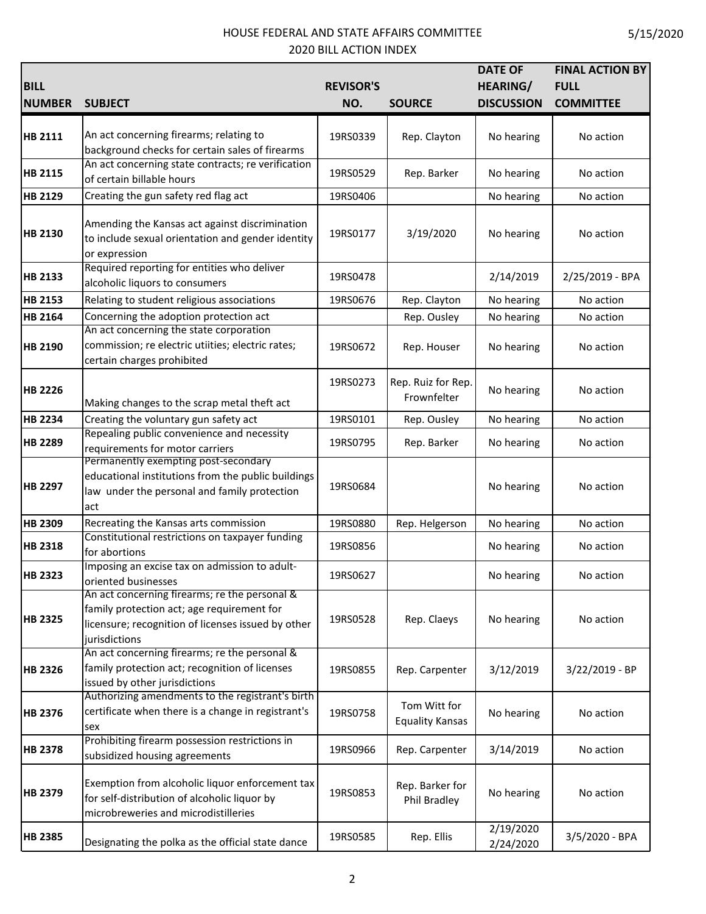# HOUSE FEDERAL AND STATE AFFAIRS COMMITTEE
## 2020 BILL ACTION INDEX

5/15/2020

| BILL NUMBER | SUBJECT | REVISOR'S NO. | SOURCE | DATE OF HEARING/ DISCUSSION | FINAL ACTION BY FULL COMMITTEE |
|---|---|---|---|---|---|
| **HB 2111** | An act concerning firearms; relating to background checks for certain sales of firearms | 19RS0339 | Rep. Clayton | No hearing | No action |
| **HB 2115** | An act concerning state contracts; re verification of certain billable hours | 19RS0529 | Rep. Barker | No hearing | No action |
| **HB 2129** | Creating the gun safety red flag act | 19RS0406 | | No hearing | No action |
| **HB 2130** | Amending the Kansas act against discrimination to include sexual orientation and gender identity or expression | 19RS0177 | 3/19/2020 | No hearing | No action |
| **HB 2133** | Required reporting for entities who deliver alcoholic liquors to consumers | 19RS0478 | | 2/14/2019 | 2/25/2019 - BPA |
| **HB 2153** | Relating to student religious associations | 19RS0676 | Rep. Clayton | No hearing | No action |
| **HB 2164** | Concerning the adoption protection act | | Rep. Ousley | No hearing | No action |
| **HB 2190** | An act concerning the state corporation commission; re electric utiities; electric rates; certain charges prohibited | 19RS0672 | Rep. Houser | No hearing | No action |
| **HB 2226** | Making changes to the scrap metal theft act | 19RS0273 | Rep. Ruiz for Rep. Frownfelter | No hearing | No action |
| **HB 2234** | Creating the voluntary gun safety act | 19RS0101 | Rep. Ousley | No hearing | No action |
| **HB 2289** | Repealing public convenience and necessity requirements for motor carriers | 19RS0795 | Rep. Barker | No hearing | No action |
| **HB 2297** | Permanently exempting post-secondary educational institutions from the public buildings law under the personal and family protection act | 19RS0684 | | No hearing | No action |
| **HB 2309** | Recreating the Kansas arts commission | 19RS0880 | Rep. Helgerson | No hearing | No action |
| **HB 2318** | Constitutional restrictions on taxpayer funding for abortions | 19RS0856 | | No hearing | No action |
| **HB 2323** | Imposing an excise tax on admission to adult-oriented businesses | 19RS0627 | | No hearing | No action |
| **HB 2325** | An act concerning firearms; re the personal & family protection act; age requirement for licensure; recognition of licenses issued by other jurisdictions | 19RS0528 | Rep. Claeys | No hearing | No action |
| **HB 2326** | An act concerning firearms; re the personal & family protection act; recognition of licenses issued by other jurisdictions | 19RS0855 | Rep. Carpenter | 3/12/2019 | 3/22/2019 - BP |
| **HB 2376** | Authorizing amendments to the registrant's birth certificate when there is a change in registrant's sex | 19RS0758 | Tom Witt for Equality Kansas | No hearing | No action |
| **HB 2378** | Prohibiting firearm possession restrictions in subsidized housing agreements | 19RS0966 | Rep. Carpenter | 3/14/2019 | No action |
| **HB 2379** | Exemption from alcoholic liquor enforcement tax for self-distribution of alcoholic liquor by microbreweries and microdistilleries | 19RS0853 | Rep. Barker for Phil Bradley | No hearing | No action |
| **HB 2385** | Designating the polka as the official state dance | 19RS0585 | Rep. Ellis | 2/19/2020 2/24/2020 | 3/5/2020 - BPA |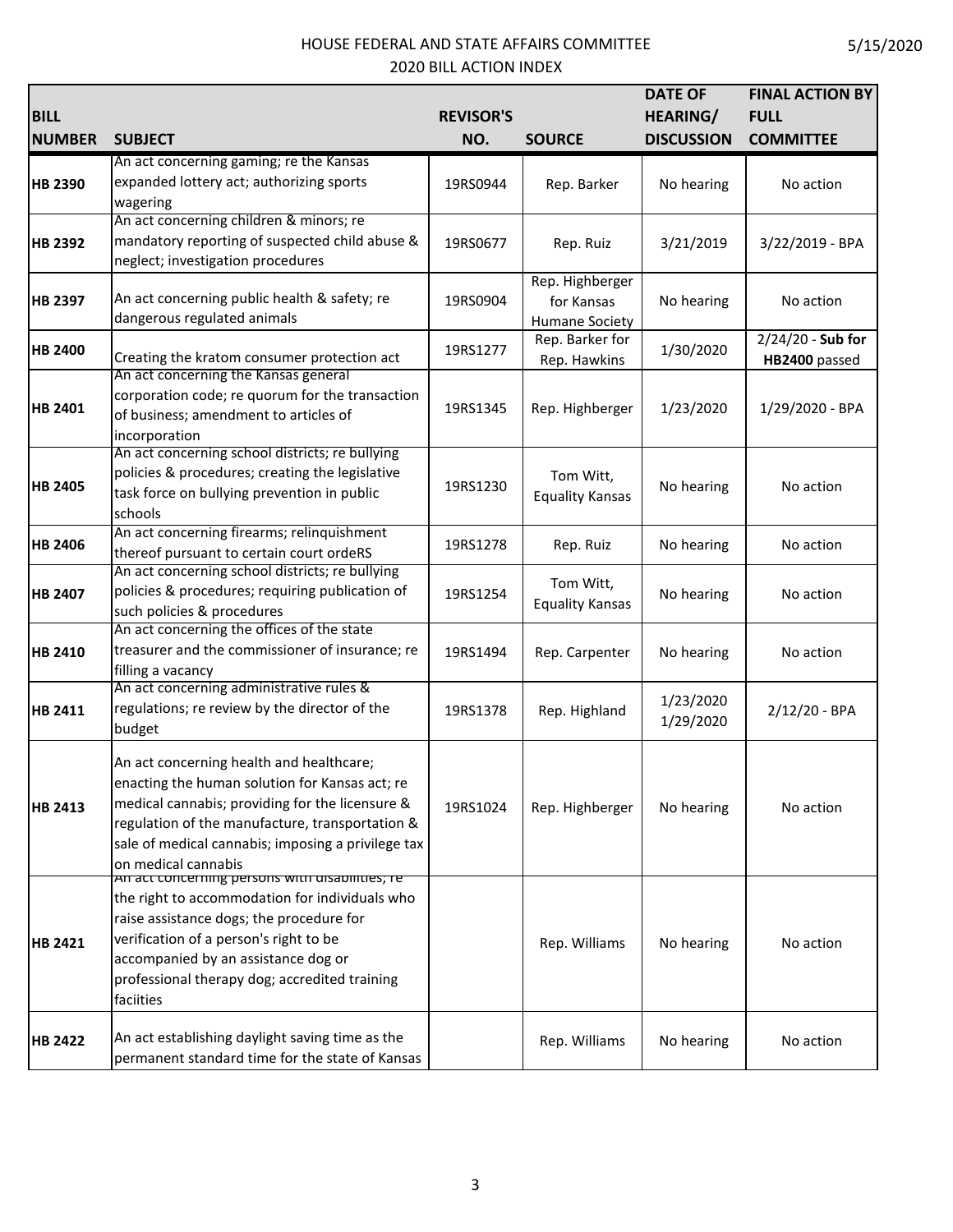| BILL NUMBER | SUBJECT | REVISOR'S NO. | SOURCE | DATE OF HEARING/ DISCUSSION | FINAL ACTION BY FULL COMMITTEE |
|---|---|---|---|---|---|
| **HB 2390** | An act concerning gaming; re the Kansas expanded lottery act; authorizing sports wagering | 19RS0944 | Rep. Barker | No hearing | No action |
| **HB 2392** | An act concerning children & minors; re mandatory reporting of suspected child abuse & neglect; investigation procedures | 19RS0677 | Rep. Ruiz | 3/21/2019 | 3/22/2019 - BPA |
| **HB 2397** | An act concerning public health & safety; re dangerous regulated animals | 19RS0904 | Rep. Highberger for Kansas Humane Society | No hearing | No action |
| **HB 2400** | Creating the kratom consumer protection act | 19RS1277 | Rep. Barker for Rep. Hawkins | 1/30/2020 | 2/24/20 - **Sub for HB2400** passed |
| **HB 2401** | An act concerning the Kansas general corporation code; re quorum for the transaction of business; amendment to articles of incorporation | 19RS1345 | Rep. Highberger | 1/23/2020 | 1/29/2020 - BPA |
| **HB 2405** | An act concerning school districts; re bullying policies & procedures; creating the legislative task force on bullying prevention in public schools | 19RS1230 | Tom Witt, Equality Kansas | No hearing | No action |
| **HB 2406** | An act concerning firearms; relinquishment thereof pursuant to certain court ordeRS | 19RS1278 | Rep. Ruiz | No hearing | No action |
| **HB 2407** | An act concerning school districts; re bullying policies & procedures; requiring publication of such policies & procedures | 19RS1254 | Tom Witt, Equality Kansas | No hearing | No action |
| **HB 2410** | An act concerning the offices of the state treasurer and the commissioner of insurance; re filling a vacancy | 19RS1494 | Rep. Carpenter | No hearing | No action |
| **HB 2411** | An act concerning administrative rules & regulations; re review by the director of the budget | 19RS1378 | Rep. Highland | 1/23/2020 1/29/2020 | 2/12/20 - BPA |
| **HB 2413** | An act concerning health and healthcare; enacting the human solution for Kansas act; re medical cannabis; providing for the licensure & regulation of the manufacture, transportation & sale of medical cannabis; imposing a privilege tax on medical cannabis | 19RS1024 | Rep. Highberger | No hearing | No action |
| **HB 2421** | An act concerning persons with disabilities; re the right to accommodation for individuals who raise assistance dogs; the procedure for verification of a person's right to be accompanied by an assistance dog or professional therapy dog; accredited training faciities | | Rep. Williams | No hearing | No action |
| **HB 2422** | An act establishing daylight saving time as the permanent standard time for the state of Kansas | | Rep. Williams | No hearing | No action |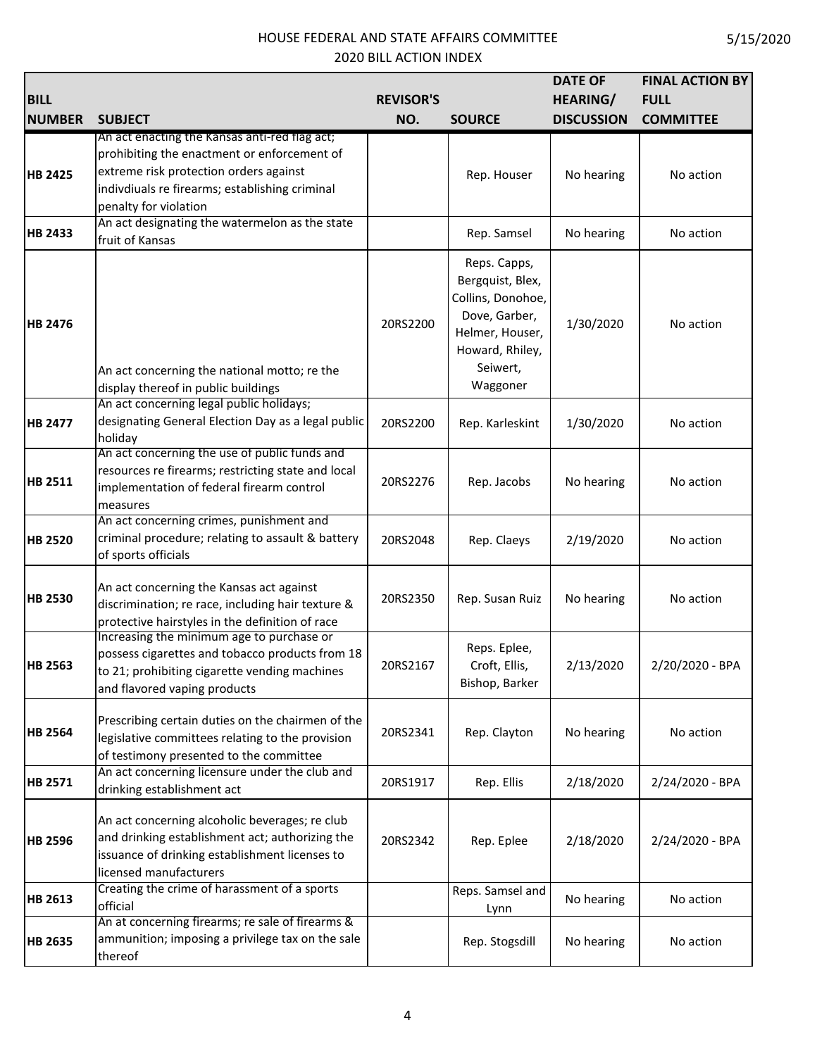# HOUSE FEDERAL AND STATE AFFAIRS COMMITTEE

## 2020 BILL ACTION INDEX

| BILL NUMBER | SUBJECT | REVISOR'S NO. | SOURCE | DATE OF HEARING/ DISCUSSION | FINAL ACTION BY FULL COMMITTEE |
|---|---|---|---|---|---|
| HB 2425 | An act enacting the Kansas anti-red flag act; prohibiting the enactment or enforcement of extreme risk protection orders against indivdiuals re firearms; establishing criminal penalty for violation | | Rep. Houser | No hearing | No action |
| HB 2433 | An act designating the watermelon as the state fruit of Kansas | | Rep. Samsel | No hearing | No action |
| HB 2476 | An act concerning the national motto; re the display thereof in public buildings | 20RS2200 | Reps. Capps, Bergquist, Blex, Collins, Donohoe, Dove, Garber, Helmer, Houser, Howard, Rhiley, Seiwert, Waggoner | 1/30/2020 | No action |
| HB 2477 | An act concerning legal public holidays; designating General Election Day as a legal public holiday | 20RS2200 | Rep. Karleskint | 1/30/2020 | No action |
| HB 2511 | An act concerning the use of public funds and resources re firearms; restricting state and local implementation of federal firearm control measures | 20RS2276 | Rep. Jacobs | No hearing | No action |
| HB 2520 | An act concerning crimes, punishment and criminal procedure; relating to assault & battery of sports officials | 20RS2048 | Rep. Claeys | 2/19/2020 | No action |
| HB 2530 | An act concerning the Kansas act against discrimination; re race, including hair texture & protective hairstyles in the definition of race | 20RS2350 | Rep. Susan Ruiz | No hearing | No action |
| HB 2563 | Increasing the minimum age to purchase or possess cigarettes and tobacco products from 18 to 21; prohibiting cigarette vending machines and flavored vaping products | 20RS2167 | Reps. Eplee, Croft, Ellis, Bishop, Barker | 2/13/2020 | 2/20/2020 - BPA |
| HB 2564 | Prescribing certain duties on the chairmen of the legislative committees relating to the provision of testimony presented to the committee | 20RS2341 | Rep. Clayton | No hearing | No action |
| HB 2571 | An act concerning licensure under the club and drinking establishment act | 20RS1917 | Rep. Ellis | 2/18/2020 | 2/24/2020 - BPA |
| HB 2596 | An act concerning alcoholic beverages; re club and drinking establishment act; authorizing the issuance of drinking establishment licenses to licensed manufacturers | 20RS2342 | Rep. Eplee | 2/18/2020 | 2/24/2020 - BPA |
| HB 2613 | Creating the crime of harassment of a sports official | | Reps. Samsel and Lynn | No hearing | No action |
| HB 2635 | An at concerning firearms; re sale of firearms & ammunition; imposing a privilege tax on the sale thereof | | Rep. Stogsdill | No hearing | No action |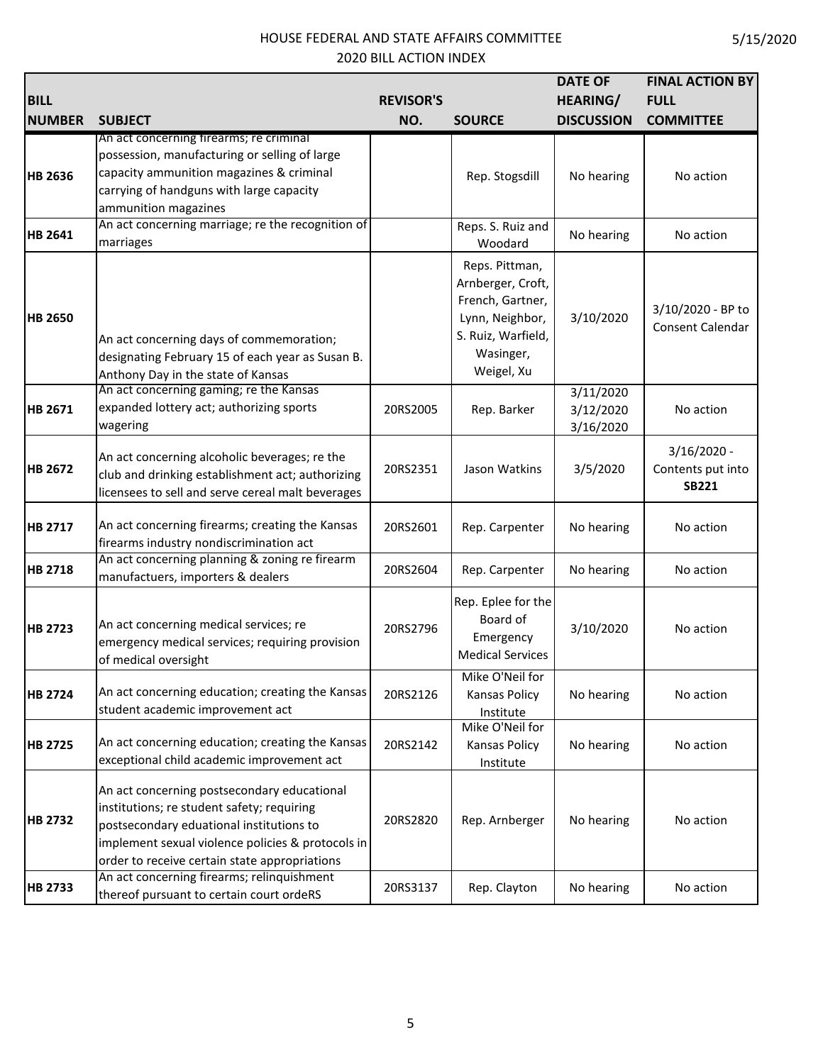HOUSE FEDERAL AND STATE AFFAIRS COMMITTEE
2020 BILL ACTION INDEX

| BILL NUMBER | SUBJECT | REVISOR'S NO. | SOURCE | DATE OF HEARING/ DISCUSSION | FINAL ACTION BY FULL COMMITTEE |
|---|---|---|---|---|---|
| **HB 2636** | An act concerning firearms; re criminal possession, manufacturing or selling of large capacity ammunition magazines & criminal carrying of handguns with large capacity ammunition magazines | | Rep. Stogsdill | No hearing | No action |
| **HB 2641** | An act concerning marriage; re the recognition of marriages | | Reps. S. Ruiz and Woodard | No hearing | No action |
| **HB 2650** | An act concerning days of commemoration; designating February 15 of each year as Susan B. Anthony Day in the state of Kansas | | Reps. Pittman, Arnberger, Croft, French, Gartner, Lynn, Neighbor, S. Ruiz, Warfield, Wasinger, Weigel, Xu | 3/10/2020 | 3/10/2020 - BP to Consent Calendar |
| **HB 2671** | An act concerning gaming; re the Kansas expanded lottery act; authorizing sports wagering | 20RS2005 | Rep. Barker | 3/11/2020 3/12/2020 3/16/2020 | No action |
| **HB 2672** | An act concerning alcoholic beverages; re the club and drinking establishment act; authorizing licensees to sell and serve cereal malt beverages | 20RS2351 | Jason Watkins | 3/5/2020 | 3/16/2020 - Contents put into **SB221** |
| **HB 2717** | An act concerning firearms; creating the Kansas firearms industry nondiscrimination act | 20RS2601 | Rep. Carpenter | No hearing | No action |
| **HB 2718** | An act concerning planning & zoning re firearm manufactuers, importers & dealers | 20RS2604 | Rep. Carpenter | No hearing | No action |
| **HB 2723** | An act concerning medical services; re emergency medical services; requiring provision of medical oversight | 20RS2796 | Rep. Eplee for the Board of Emergency Medical Services | 3/10/2020 | No action |
| **HB 2724** | An act concerning education; creating the Kansas student academic improvement act | 20RS2126 | Mike O'Neil for Kansas Policy Institute | No hearing | No action |
| **HB 2725** | An act concerning education; creating the Kansas exceptional child academic improvement act | 20RS2142 | Mike O'Neil for Kansas Policy Institute | No hearing | No action |
| **HB 2732** | An act concerning postsecondary educational institutions; re student safety; requiring postsecondary eduational institutions to implement sexual violence policies & protocols in order to receive certain state appropriations | 20RS2820 | Rep. Arnberger | No hearing | No action |
| **HB 2733** | An act concerning firearms; relinquishment thereof pursuant to certain court ordeRS | 20RS3137 | Rep. Clayton | No hearing | No action |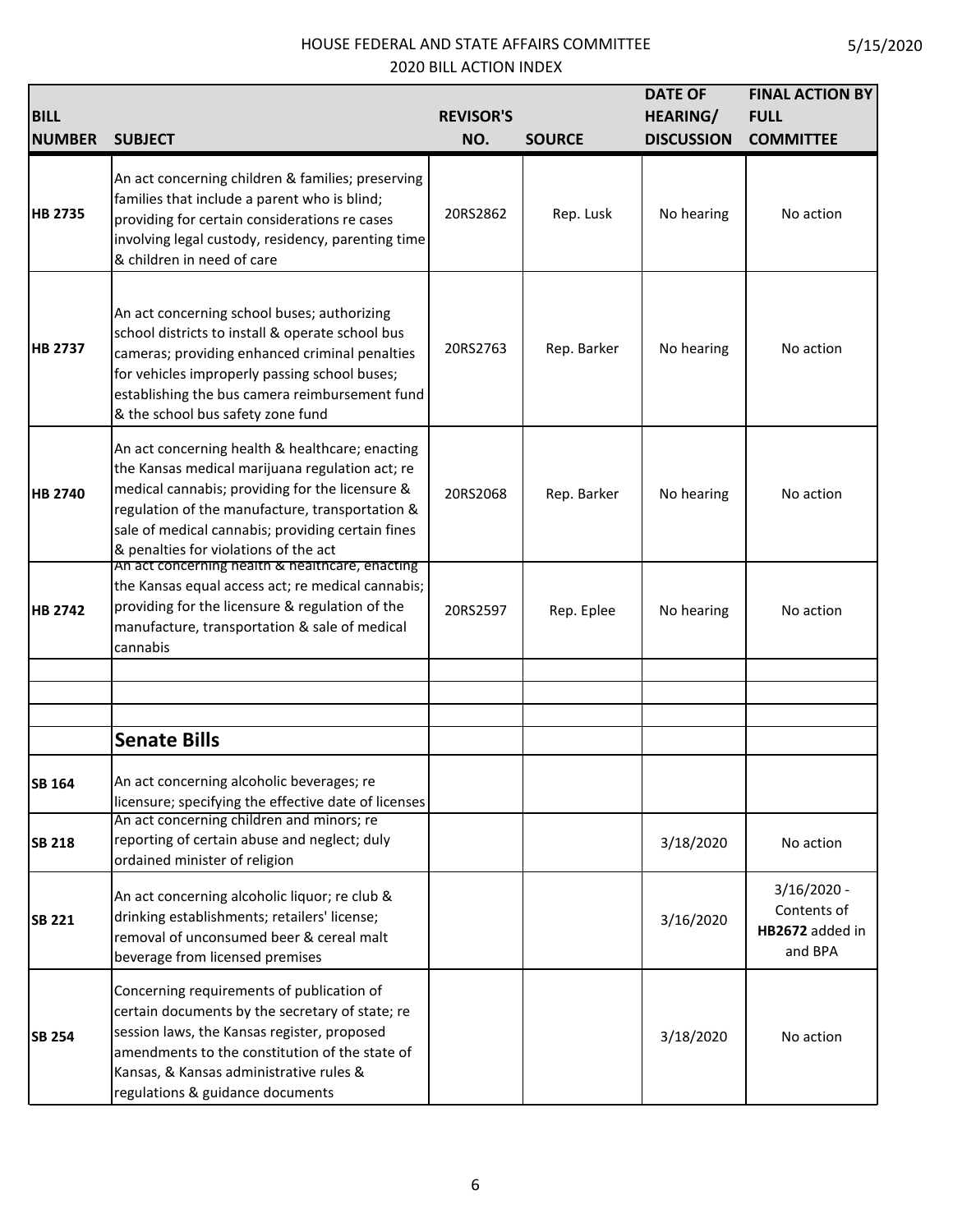HOUSE FEDERAL AND STATE AFFAIRS COMMITTEE
2020 BILL ACTION INDEX

5/15/2020

| BILL NUMBER | SUBJECT | REVISOR'S NO. | SOURCE | DATE OF HEARING/ DISCUSSION | FINAL ACTION BY FULL COMMITTEE |
|---|---|---|---|---|---|
| **HB 2735** | An act concerning children & families; preserving families that include a parent who is blind; providing for certain considerations re cases involving legal custody, residency, parenting time & children in need of care | 20RS2862 | Rep. Lusk | No hearing | No action |
| **HB 2737** | An act concerning school buses; authorizing school districts to install & operate school bus cameras; providing enhanced criminal penalties for vehicles improperly passing school buses; establishing the bus camera reimbursement fund & the school bus safety zone fund | 20RS2763 | Rep. Barker | No hearing | No action |
| **HB 2740** | An act concerning health & healthcare; enacting the Kansas medical marijuana regulation act; re medical cannabis; providing for the licensure & regulation of the manufacture, transportation & sale of medical cannabis; providing certain fines & penalties for violations of the act | 20RS2068 | Rep. Barker | No hearing | No action |
| **HB 2742** | An act concerning health & healthcare; enacting the Kansas equal access act; re medical cannabis; providing for the licensure & regulation of the manufacture, transportation & sale of medical cannabis | 20RS2597 | Rep. Eplee | No hearing | No action |
| | | | | | |
| | | | | | |
| | | | | | |
| | **Senate Bills** | | | | |
| **SB 164** | An act concerning alcoholic beverages; re licensure; specifying the effective date of licenses | | | | |
| **SB 218** | An act concerning children and minors; re reporting of certain abuse and neglect; duly ordained minister of religion | | | 3/18/2020 | No action |
| **SB 221** | An act concerning alcoholic liquor; re club & drinking establishments; retailers' license; removal of unconsumed beer & cereal malt beverage from licensed premises | | | 3/16/2020 | 3/16/2020 - Contents of **HB2672** added in and BPA |
| **SB 254** | Concerning requirements of publication of certain documents by the secretary of state; re session laws, the Kansas register, proposed amendments to the constitution of the state of Kansas, & Kansas administrative rules & regulations & guidance documents | | | 3/18/2020 | No action |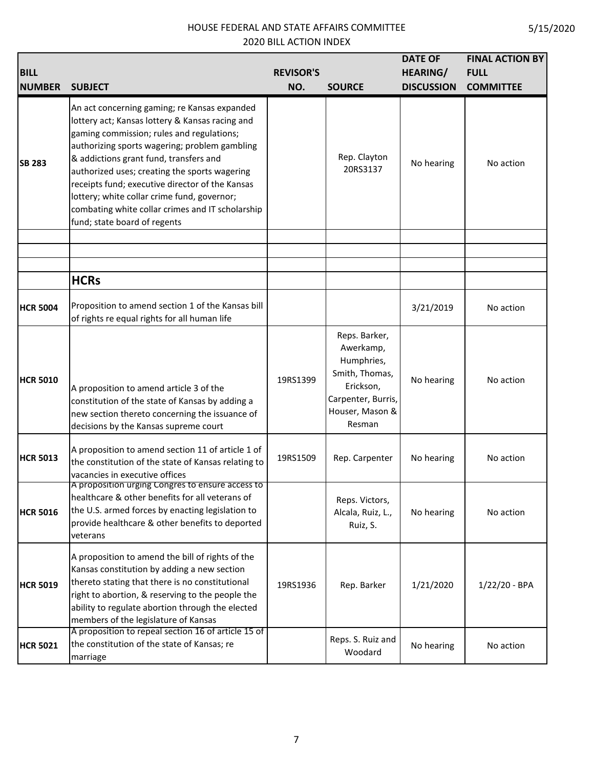| BILL NUMBER | SUBJECT | REVISOR'S NO. | SOURCE | DATE OF HEARING/ DISCUSSION | FINAL ACTION BY FULL COMMITTEE |
|---|---|---|---|---|---|
| **SB 283** | An act concerning gaming; re Kansas expanded lottery act; Kansas lottery & Kansas racing and gaming commission; rules and regulations; authorizing sports wagering; problem gambling & addictions grant fund, transfers and authorized uses; creating the sports wagering receipts fund; executive director of the Kansas lottery; white collar crime fund, governor; combating white collar crimes and IT scholarship fund; state board of regents | | Rep. Clayton 20RS3137 | No hearing | No action |
| | | | | | |
| | | | | | |
| | | | | | |
| | **HCRs** | | | | |
| **HCR 5004** | Proposition to amend section 1 of the Kansas bill of rights re equal rights for all human life | | | 3/21/2019 | No action |
| **HCR 5010** | A proposition to amend article 3 of the constitution of the state of Kansas by adding a new section thereto concerning the issuance of decisions by the Kansas supreme court | 19RS1399 | Reps. Barker, Awerkamp, Humphries, Smith, Thomas, Erickson, Carpenter, Burris, Houser, Mason & Resman | No hearing | No action |
| **HCR 5013** | A proposition to amend section 11 of article 1 of the constitution of the state of Kansas relating to vacancies in executive offices | 19RS1509 | Rep. Carpenter | No hearing | No action |
| **HCR 5016** | A proposition urging Congres to ensure access to healthcare & other benefits for all veterans of the U.S. armed forces by enacting legislation to provide healthcare & other benefits to deported veterans | | Reps. Victors, Alcala, Ruiz, L., Ruiz, S. | No hearing | No action |
| **HCR 5019** | A proposition to amend the bill of rights of the Kansas constitution by adding a new section thereto stating that there is no constitutional right to abortion, & reserving to the people the ability to regulate abortion through the elected members of the legislature of Kansas | 19RS1936 | Rep. Barker | 1/21/2020 | 1/22/20 - BPA |
| **HCR 5021** | A proposition to repeal section 16 of article 15 of the constitution of the state of Kansas; re marriage | | Reps. S. Ruiz and Woodard | No hearing | No action |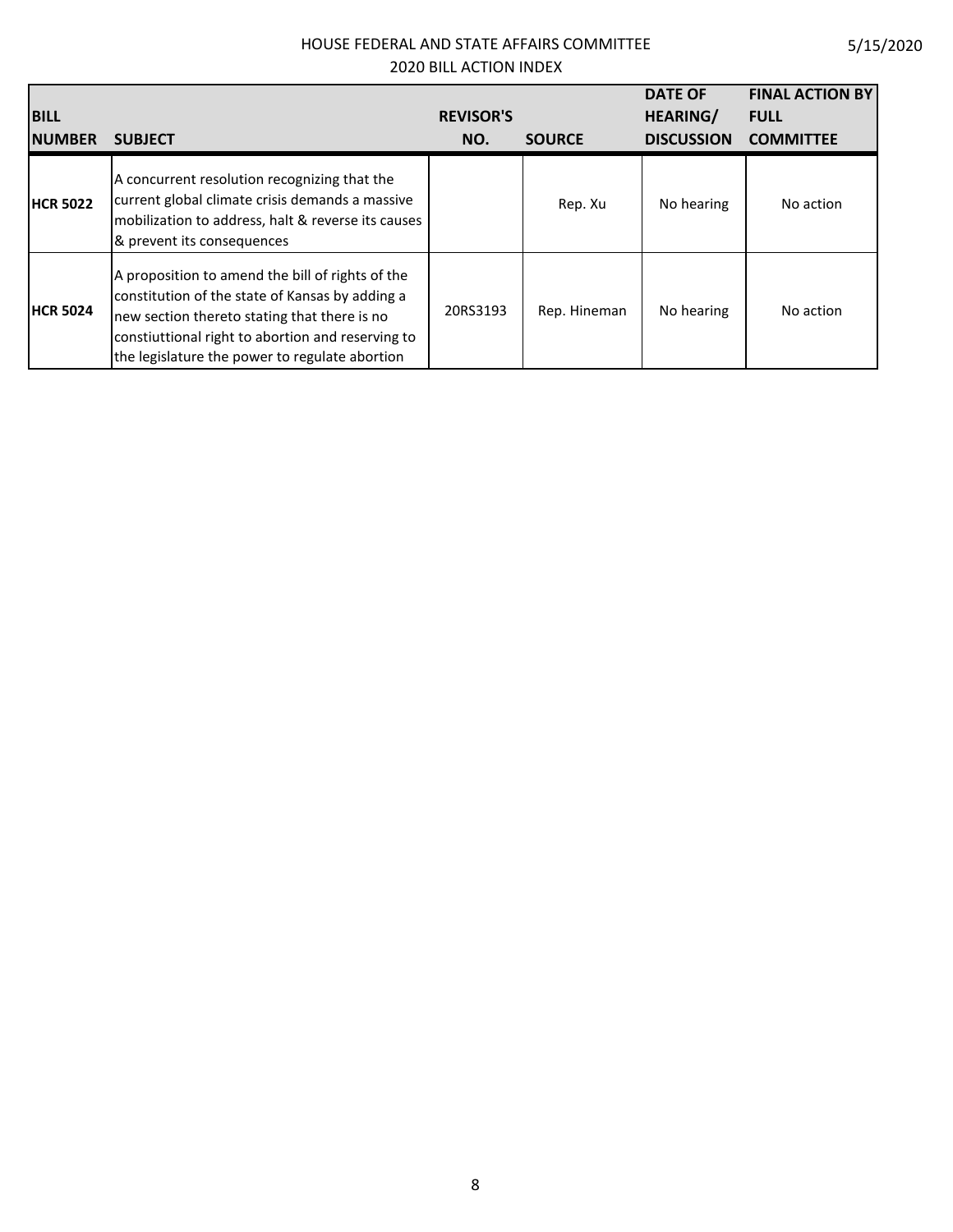| BILL NUMBER | SUBJECT | REVISOR'S NO. | SOURCE | DATE OF HEARING/ DISCUSSION | FINAL ACTION BY FULL COMMITTEE |
|---|---|---|---|---|---|
| **HCR 5022** | A concurrent resolution recognizing that the current global climate crisis demands a massive mobilization to address, halt & reverse its causes & prevent its consequences | | Rep. Xu | No hearing | No action |
| **HCR 5024** | A proposition to amend the bill of rights of the constitution of the state of Kansas by adding a new section thereto stating that there is no constiuttional right to abortion and reserving to the legislature the power to regulate abortion | 20RS3193 | Rep. Hineman | No hearing | No action |